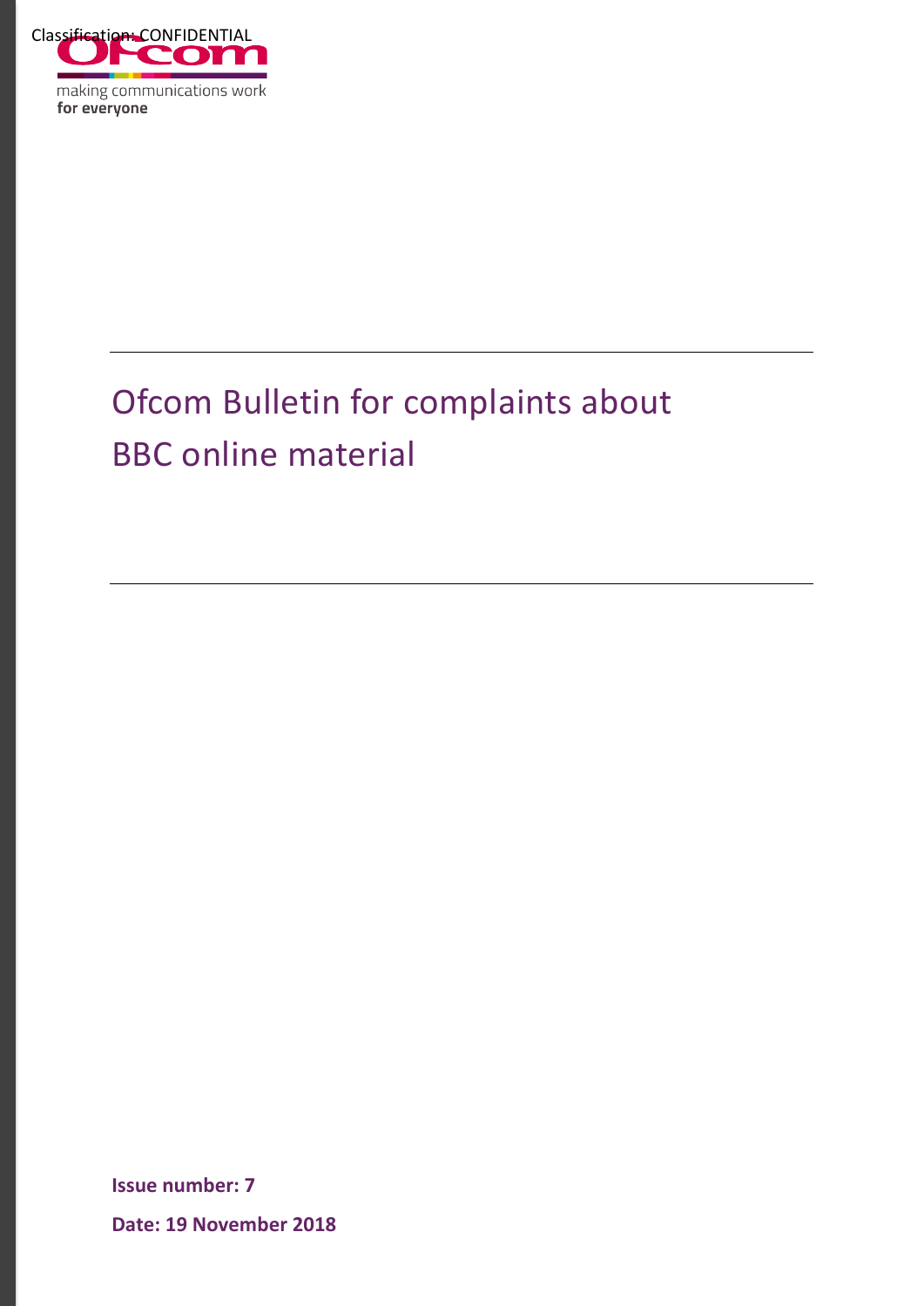Classification: CONFIDENTIAL

making communications work
**for everyone**

# Ofcom Bulletin for complaints about BBC online material

**Issue number: 7**

**Date: 19 November 2018**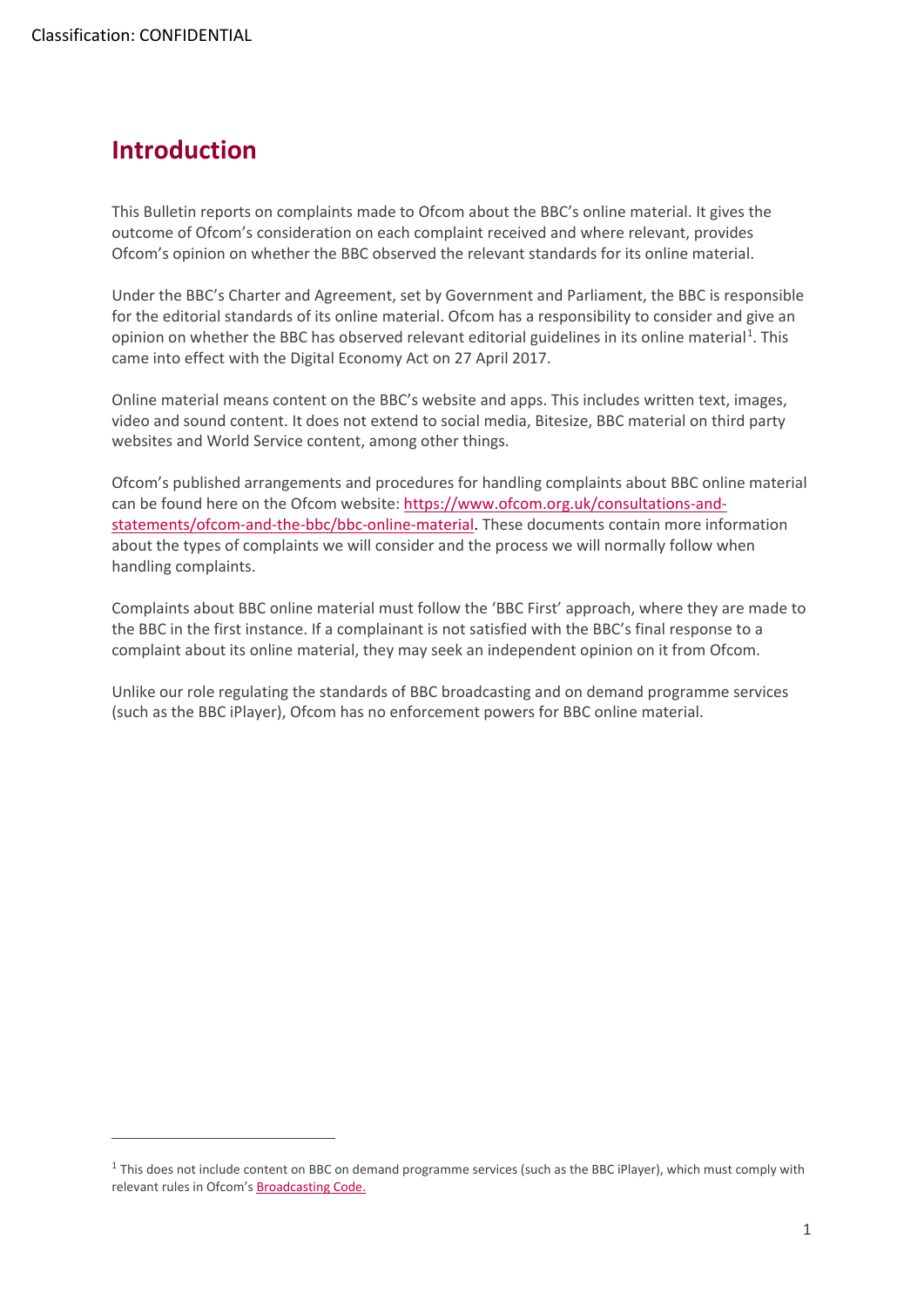# Introduction

This Bulletin reports on complaints made to Ofcom about the BBC's online material. It gives the outcome of Ofcom's consideration on each complaint received and where relevant, provides Ofcom's opinion on whether the BBC observed the relevant standards for its online material.

Under the BBC's Charter and Agreement, set by Government and Parliament, the BBC is responsible for the editorial standards of its online material. Ofcom has a responsibility to consider and give an opinion on whether the BBC has observed relevant editorial guidelines in its online material[1]. This came into effect with the Digital Economy Act on 27 April 2017.

Online material means content on the BBC's website and apps. This includes written text, images, video and sound content. It does not extend to social media, Bitesize, BBC material on third party websites and World Service content, among other things.

Ofcom's published arrangements and procedures for handling complaints about BBC online material can be found here on the Ofcom website: [https://www.ofcom.org.uk/consultations-and-statements/ofcom-and-the-bbc/bbc-online-material](https://www.ofcom.org.uk/consultations-and-statements/ofcom-and-the-bbc/bbc-online-material). These documents contain more information about the types of complaints we will consider and the process we will normally follow when handling complaints.

Complaints about BBC online material must follow the 'BBC First' approach, where they are made to the BBC in the first instance. If a complainant is not satisfied with the BBC's final response to a complaint about its online material, they may seek an independent opinion on it from Ofcom.

Unlike our role regulating the standards of BBC broadcasting and on demand programme services (such as the BBC iPlayer), Ofcom has no enforcement powers for BBC online material.

---

[1] This does not include content on BBC on demand programme services (such as the BBC iPlayer), which must comply with relevant rules in Ofcom's Broadcasting Code.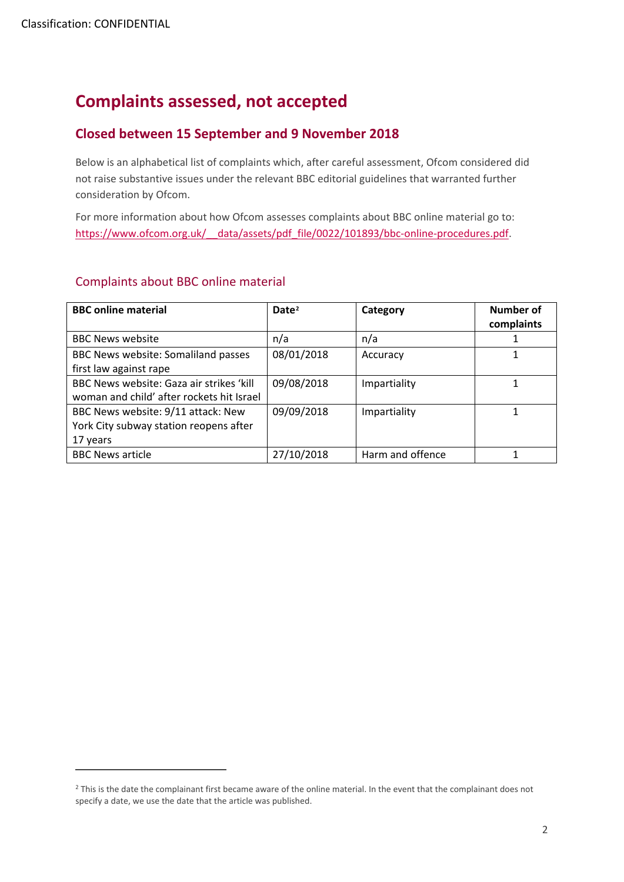# Complaints assessed, not accepted

## Closed between 15 September and 9 November 2018

Below is an alphabetical list of complaints which, after careful assessment, Ofcom considered did not raise substantive issues under the relevant BBC editorial guidelines that warranted further consideration by Ofcom.

For more information about how Ofcom assesses complaints about BBC online material go to: https://www.ofcom.org.uk/__data/assets/pdf_file/0022/101893/bbc-online-procedures.pdf.

### Complaints about BBC online material

| BBC online material | Date[2] | Category | Number of complaints |
|---|---|---|---|
| BBC News website | n/a | n/a | 1 |
| BBC News website: Somaliland passes first law against rape | 08/01/2018 | Accuracy | 1 |
| BBC News website: Gaza air strikes 'kill woman and child' after rockets hit Israel | 09/08/2018 | Impartiality | 1 |
| BBC News website: 9/11 attack: New York City subway station reopens after 17 years | 09/09/2018 | Impartiality | 1 |
| BBC News article | 27/10/2018 | Harm and offence | 1 |

[2] This is the date the complainant first became aware of the online material. In the event that the complainant does not specify a date, we use the date that the article was published.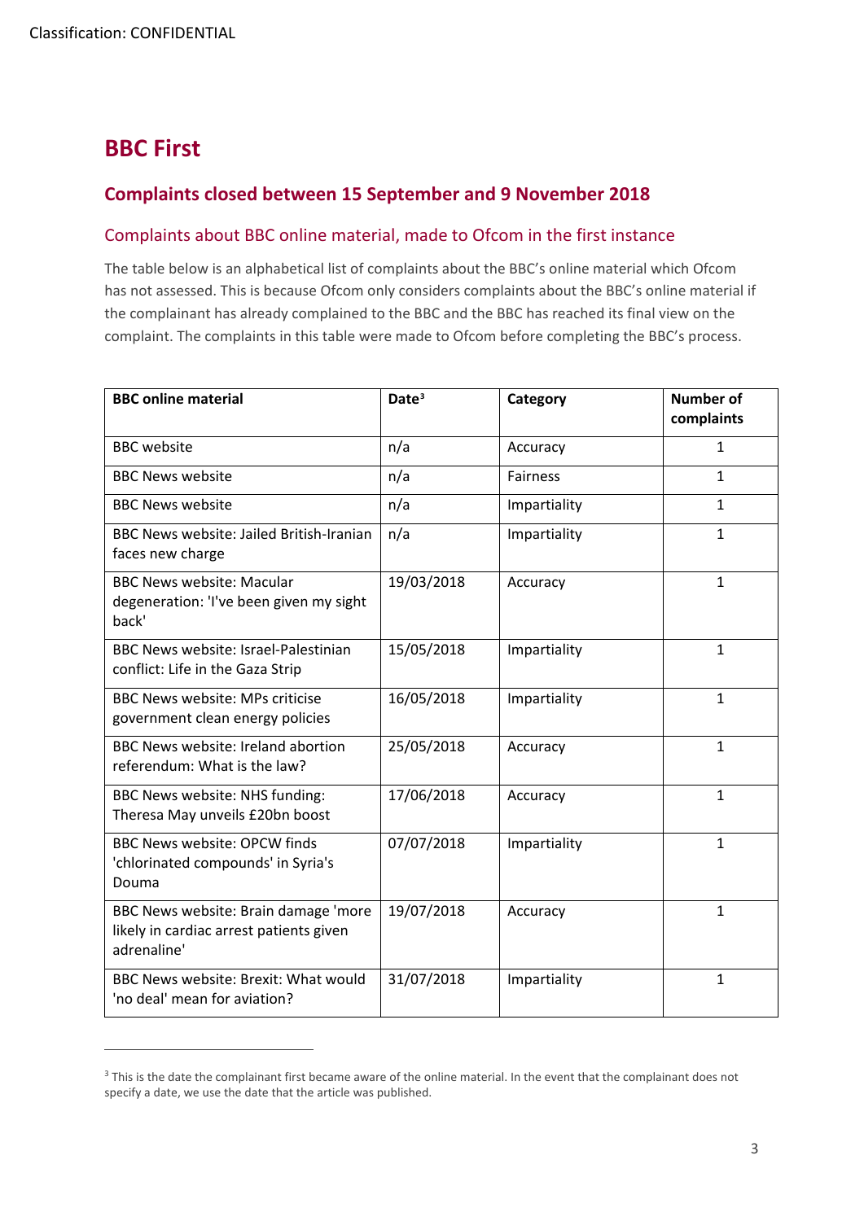Classification: CONFIDENTIAL

# BBC First

## Complaints closed between 15 September and 9 November 2018

### Complaints about BBC online material, made to Ofcom in the first instance

The table below is an alphabetical list of complaints about the BBC's online material which Ofcom has not assessed. This is because Ofcom only considers complaints about the BBC's online material if the complainant has already complained to the BBC and the BBC has reached its final view on the complaint. The complaints in this table were made to Ofcom before completing the BBC's process.

| BBC online material | Date[3] | Category | Number of complaints |
|---|---|---|---|
| BBC website | n/a | Accuracy | 1 |
| BBC News website | n/a | Fairness | 1 |
| BBC News website | n/a | Impartiality | 1 |
| BBC News website: Jailed British-Iranian faces new charge | n/a | Impartiality | 1 |
| BBC News website: Macular degeneration: 'I've been given my sight back' | 19/03/2018 | Accuracy | 1 |
| BBC News website: Israel-Palestinian conflict: Life in the Gaza Strip | 15/05/2018 | Impartiality | 1 |
| BBC News website: MPs criticise government clean energy policies | 16/05/2018 | Impartiality | 1 |
| BBC News website: Ireland abortion referendum: What is the law? | 25/05/2018 | Accuracy | 1 |
| BBC News website: NHS funding: Theresa May unveils £20bn boost | 17/06/2018 | Accuracy | 1 |
| BBC News website: OPCW finds 'chlorinated compounds' in Syria's Douma | 07/07/2018 | Impartiality | 1 |
| BBC News website: Brain damage 'more likely in cardiac arrest patients given adrenaline' | 19/07/2018 | Accuracy | 1 |
| BBC News website: Brexit: What would 'no deal' mean for aviation? | 31/07/2018 | Impartiality | 1 |

[3] This is the date the complainant first became aware of the online material. In the event that the complainant does not specify a date, we use the date that the article was published.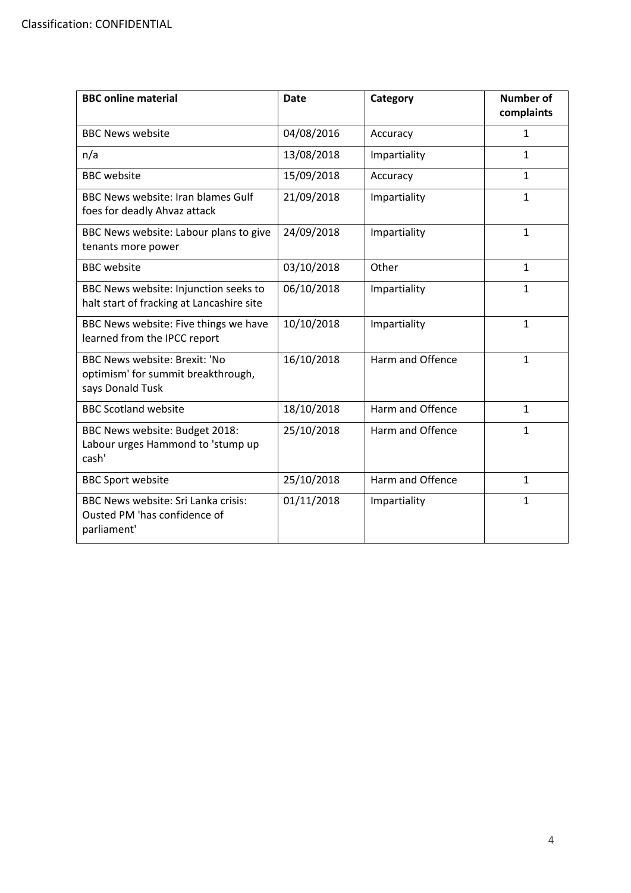Classification: CONFIDENTIAL

| BBC online material | Date | Category | Number of complaints |
| --- | --- | --- | --- |
| BBC News website | 04/08/2016 | Accuracy | 1 |
| n/a | 13/08/2018 | Impartiality | 1 |
| BBC website | 15/09/2018 | Accuracy | 1 |
| BBC News website: Iran blames Gulf foes for deadly Ahvaz attack | 21/09/2018 | Impartiality | 1 |
| BBC News website: Labour plans to give tenants more power | 24/09/2018 | Impartiality | 1 |
| BBC website | 03/10/2018 | Other | 1 |
| BBC News website: Injunction seeks to halt start of fracking at Lancashire site | 06/10/2018 | Impartiality | 1 |
| BBC News website: Five things we have learned from the IPCC report | 10/10/2018 | Impartiality | 1 |
| BBC News website: Brexit: 'No optimism' for summit breakthrough, says Donald Tusk | 16/10/2018 | Harm and Offence | 1 |
| BBC Scotland website | 18/10/2018 | Harm and Offence | 1 |
| BBC News website: Budget 2018: Labour urges Hammond to 'stump up cash' | 25/10/2018 | Harm and Offence | 1 |
| BBC Sport website | 25/10/2018 | Harm and Offence | 1 |
| BBC News website: Sri Lanka crisis: Ousted PM 'has confidence of parliament' | 01/11/2018 | Impartiality | 1 |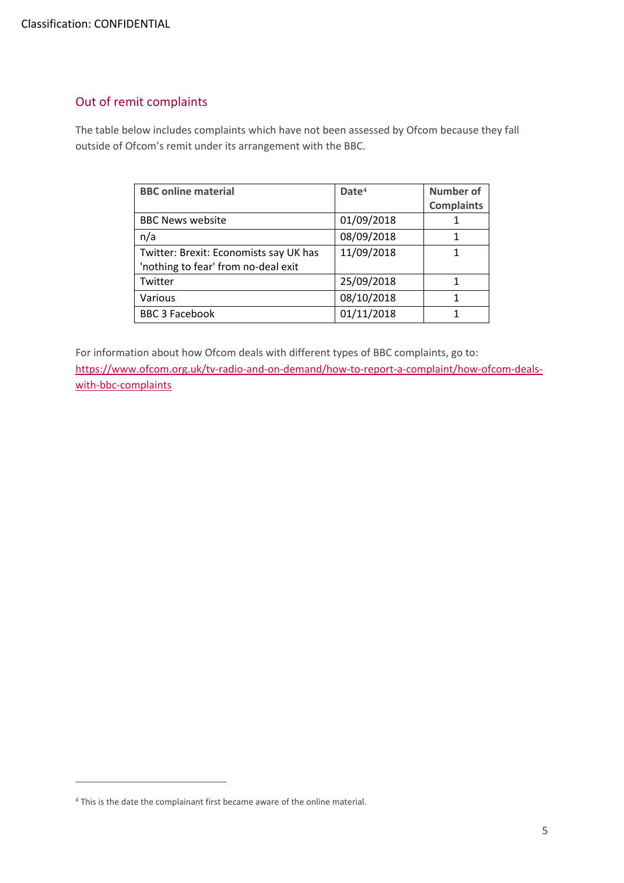## Out of remit complaints

The table below includes complaints which have not been assessed by Ofcom because they fall outside of Ofcom's remit under its arrangement with the BBC.

| BBC online material | Date[4] | Number of Complaints |
|---|---|---|
| BBC News website | 01/09/2018 | 1 |
| n/a | 08/09/2018 | 1 |
| Twitter: Brexit: Economists say UK has 'nothing to fear' from no-deal exit | 11/09/2018 | 1 |
| Twitter | 25/09/2018 | 1 |
| Various | 08/10/2018 | 1 |
| BBC 3 Facebook | 01/11/2018 | 1 |

For information about how Ofcom deals with different types of BBC complaints, go to: [https://www.ofcom.org.uk/tv-radio-and-on-demand/how-to-report-a-complaint/how-ofcom-deals-with-bbc-complaints](https://www.ofcom.org.uk/tv-radio-and-on-demand/how-to-report-a-complaint/how-ofcom-deals-with-bbc-complaints)

[4] This is the date the complainant first became aware of the online material.